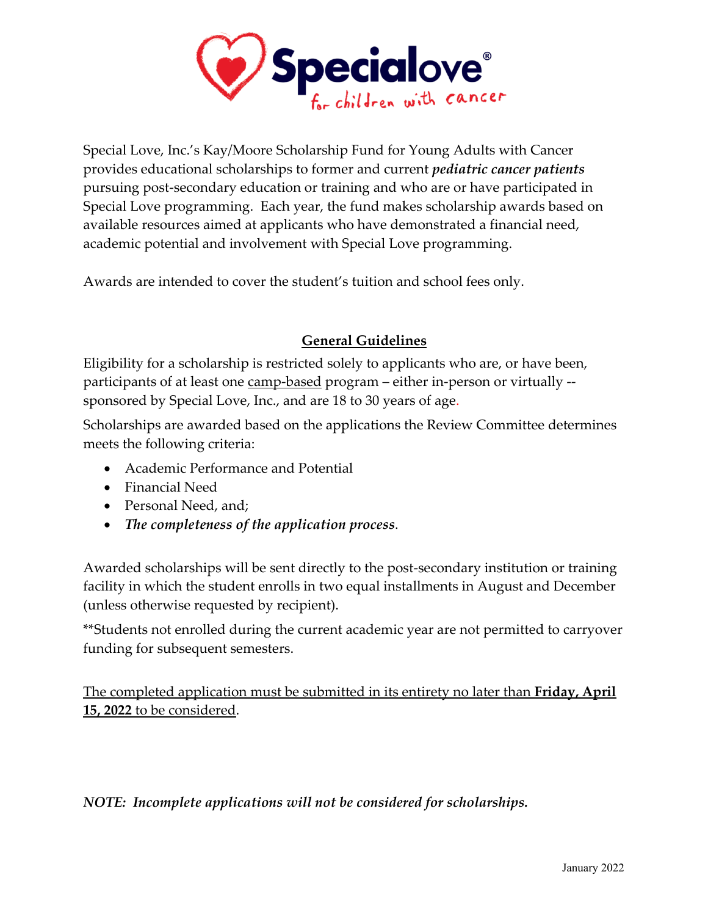Specialove® for children with cancer

Special Love, Inc.'s Kay/Moore Scholarship Fund for Young Adults with Cancer provides educational scholarships to former and current ***pediatric cancer patients*** pursuing post-secondary education or training and who are or have participated in Special Love programming. Each year, the fund makes scholarship awards based on available resources aimed at applicants who have demonstrated a financial need, academic potential and involvement with Special Love programming.

Awards are intended to cover the student's tuition and school fees only.

## General Guidelines

Eligibility for a scholarship is restricted solely to applicants who are, or have been, participants of at least one camp-based program – either in-person or virtually -- sponsored by Special Love, Inc., and are 18 to 30 years of age.

Scholarships are awarded based on the applications the Review Committee determines meets the following criteria:

- Academic Performance and Potential
- Financial Need
- Personal Need, and;
- *The completeness of the application process*.

Awarded scholarships will be sent directly to the post-secondary institution or training facility in which the student enrolls in two equal installments in August and December (unless otherwise requested by recipient).

**Students not enrolled during the current academic year are not permitted to carryover funding for subsequent semesters.

The completed application must be submitted in its entirety no later than **Friday, April 15, 2022** to be considered.

***NOTE: Incomplete applications will not be considered for scholarships.***

January 2022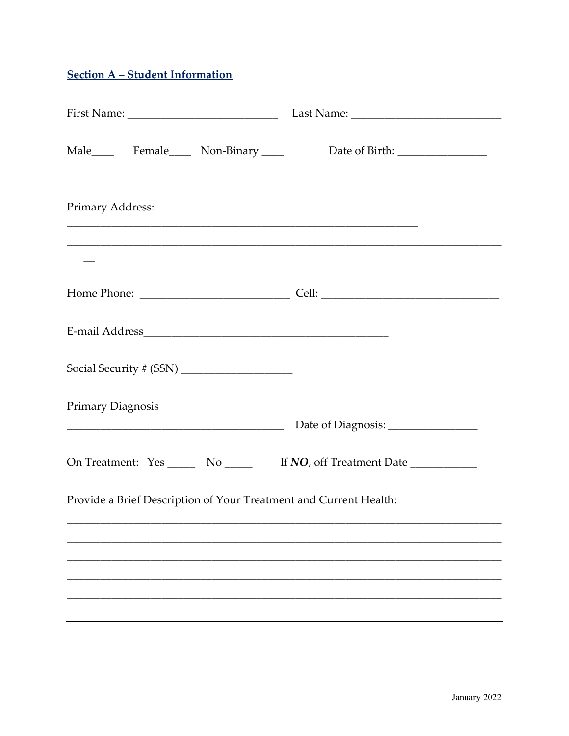## Section A – Student Information

First Name: __________________________ Last Name: __________________________

Male____ Female____ Non-Binary ____ Date of Birth: ________________

Primary Address:

________________________________________________________________

__________________________________________________________________________

__

Home Phone: ___________________________ Cell: ________________________________

E-mail Address____________________________________________

Social Security # (SSN) ____________________

Primary Diagnosis

_______________________________________ Date of Diagnosis: ________________

On Treatment: Yes _____ No _____ If ***NO***, off Treatment Date ____________

Provide a Brief Description of Your Treatment and Current Health:

__________________________________________________________________________

__________________________________________________________________________

__________________________________________________________________________

__________________________________________________________________________

__________________________________________________________________________

__________________________________________________________________________

January 2022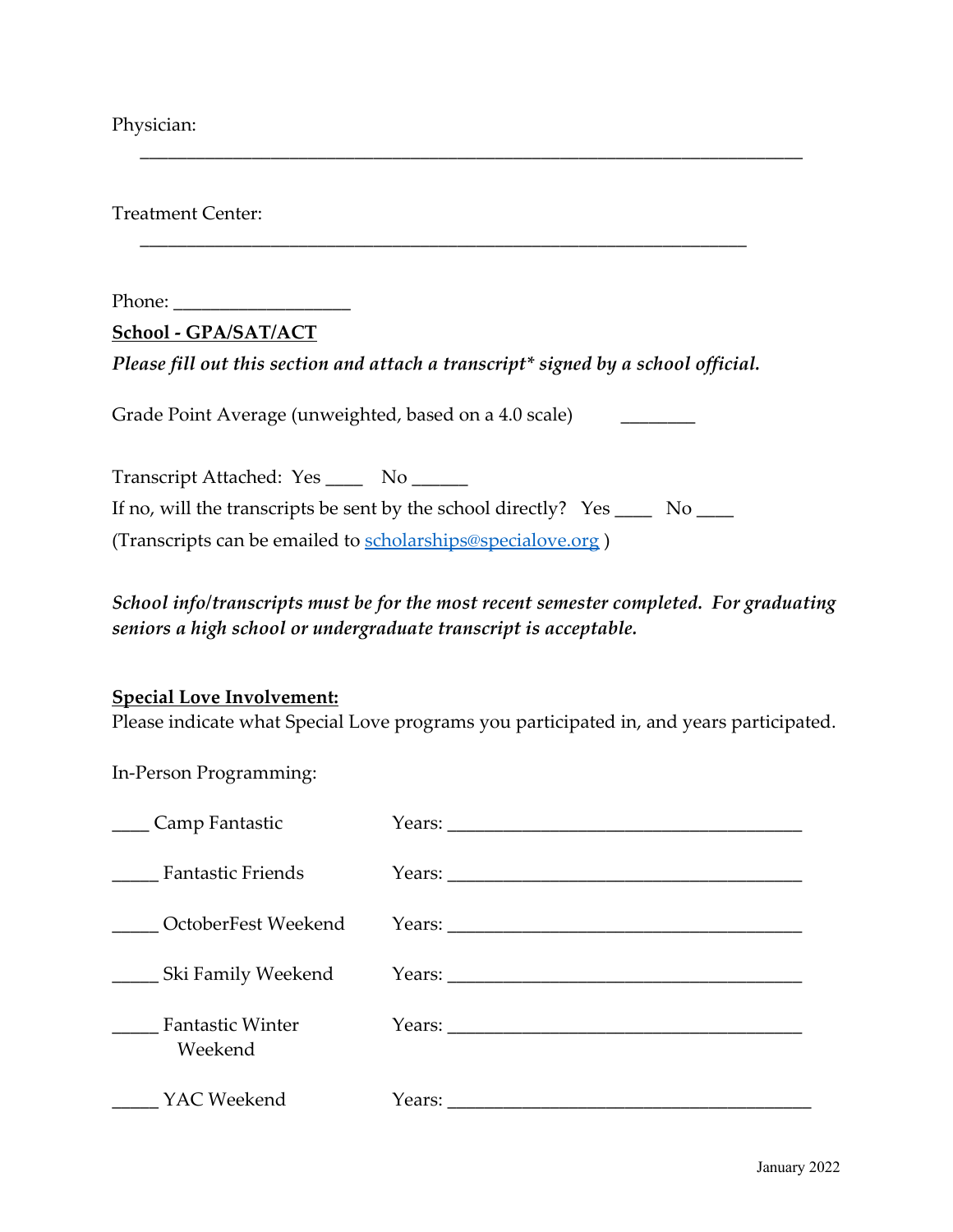Physician:

_______________________________________________________________________

Treatment Center:

_________________________________________________________________

Phone: ___________________

**School - GPA/SAT/ACT**

***Please fill out this section and attach a transcript* signed by a school official.***

Grade Point Average (unweighted, based on a 4.0 scale) ________

Transcript Attached: Yes ____ No ______

If no, will the transcripts be sent by the school directly? Yes ____ No ____

(Transcripts can be emailed to scholarships@specialove.org )

***School info/transcripts must be for the most recent semester completed. For graduating seniors a high school or undergraduate transcript is acceptable.***

**Special Love Involvement:**

Please indicate what Special Love programs you participated in, and years participated.

In-Person Programming:

____ Camp Fantastic Years: ______________________________________

_____ Fantastic Friends Years: ______________________________________

_____ OctoberFest Weekend Years: ______________________________________

_____ Ski Family Weekend Years: ______________________________________

_____ Fantastic Winter Weekend Years: ______________________________________

_____ YAC Weekend Years: _______________________________________

January 2022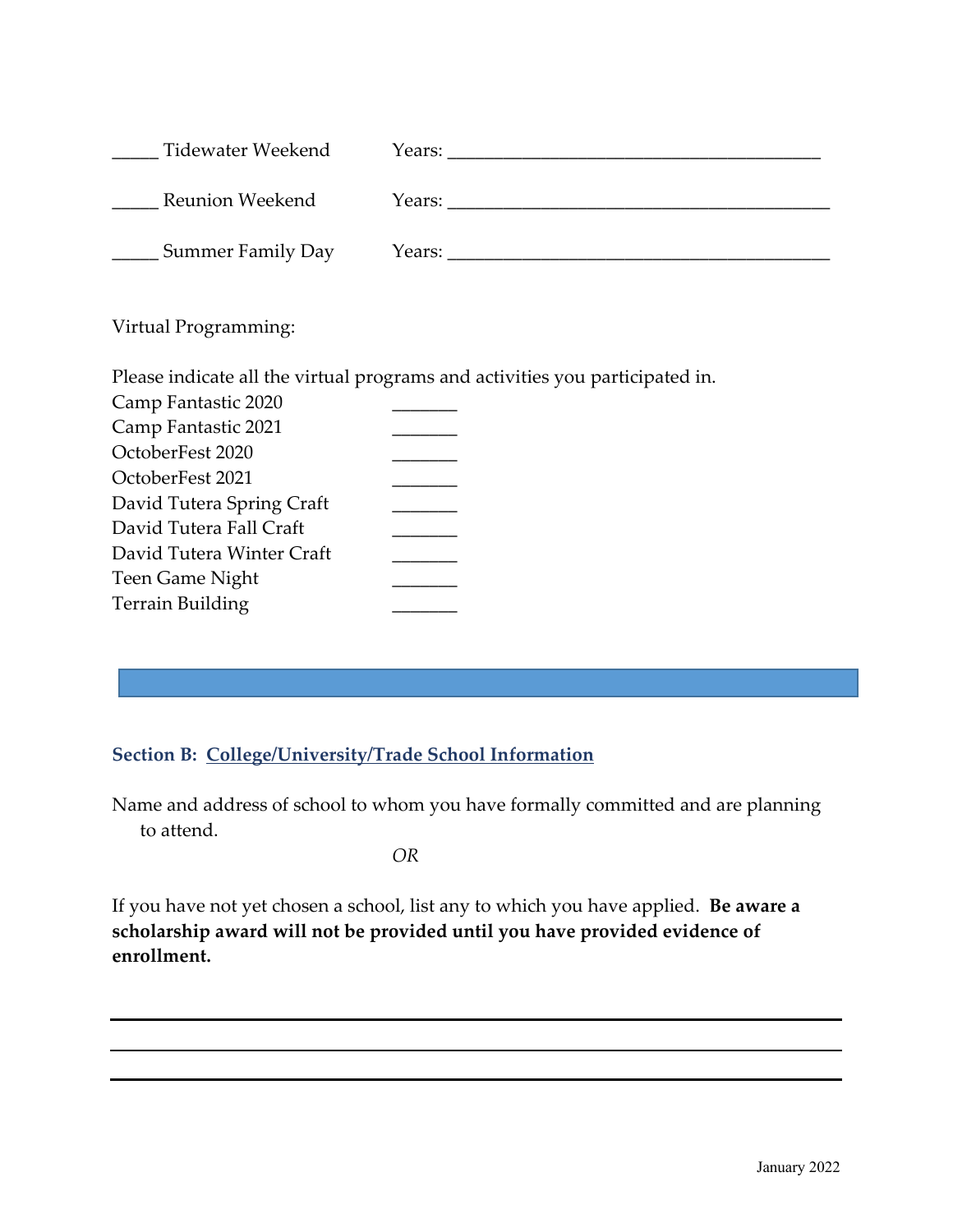_____ Tidewater Weekend Years: _______________________________________

_____ Reunion Weekend Years: ________________________________________

_____ Summer Family Day Years: ________________________________________

Virtual Programming:

Please indicate all the virtual programs and activities you participated in.

Camp Fantastic 2020 _______

Camp Fantastic 2021 _______

OctoberFest 2020 _______

OctoberFest 2021 _______

David Tutera Spring Craft _______

David Tutera Fall Craft _______

David Tutera Winter Craft _______

Teen Game Night _______

Terrain Building _______

### Section B: College/University/Trade School Information

Name and address of school to whom you have formally committed and are planning to attend.

*OR*

If you have not yet chosen a school, list any to which you have applied. **Be aware a scholarship award will not be provided until you have provided evidence of enrollment.**

______________________________________________________________________

______________________________________________________________________

______________________________________________________________________

January 2022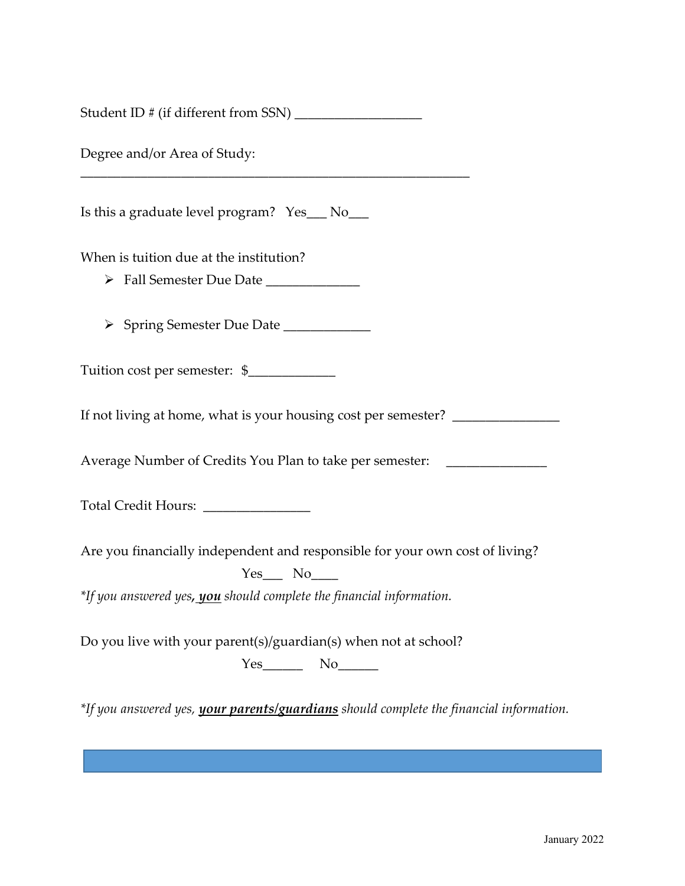Student ID # (if different from SSN) ___________________

Degree and/or Area of Study:
__________________________________________________________

Is this a graduate level program?   Yes___ No___

When is tuition due at the institution?

- Fall Semester Due Date ______________
- Spring Semester Due Date _____________

Tuition cost per semester:  $_____________

If not living at home, what is your housing cost per semester?  ________________

Average Number of Credits You Plan to take per semester:    _______________

Total Credit Hours:  ________________

Are you financially independent and responsible for your own cost of living?

Yes___   No____

*\*If you answered yes, **you** should complete the financial information.*

Do you live with your parent(s)/guardian(s) when not at school?

Yes______    No______

*\*If you answered yes, **your parents/guardians** should complete the financial information.*

January 2022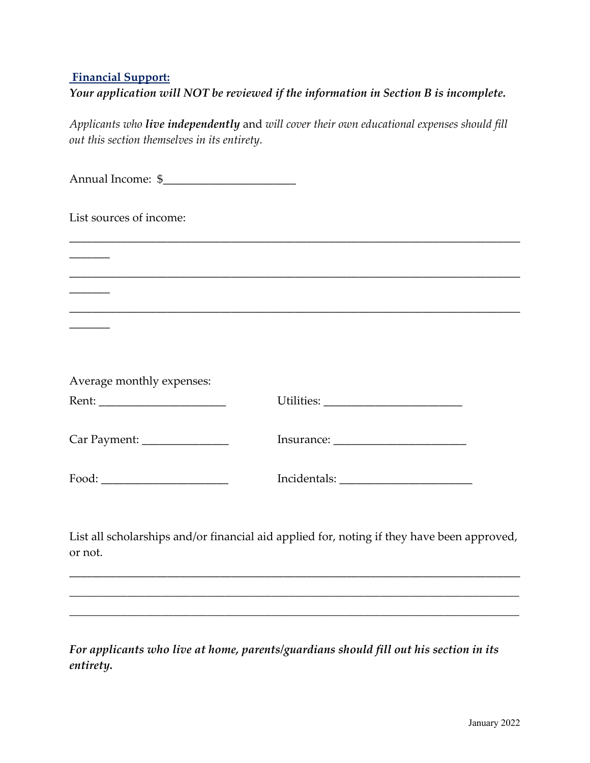**Financial Support:**

***Your application will NOT be reviewed if the information in Section B is incomplete.***

*Applicants who* ***live independently*** and *will cover their own educational expenses should fill out this section themselves in its entirety.*

Annual Income: $______________________

List sources of income:

_______________________________________________________________________________

_______________________________________________________________________________

_______________________________________________________________________________

Average monthly expenses:

Rent: _____________________ Utilities: _______________________

Car Payment: ______________ Insurance: ______________________

Food: _____________________ Incidentals: ______________________

List all scholarships and/or financial aid applied for, noting if they have been approved, or not.

_______________________________________________________________________________

_______________________________________________________________________________

_______________________________________________________________________________

***For applicants who live at home, parents/guardians should fill out his section in its entirety.***

January 2022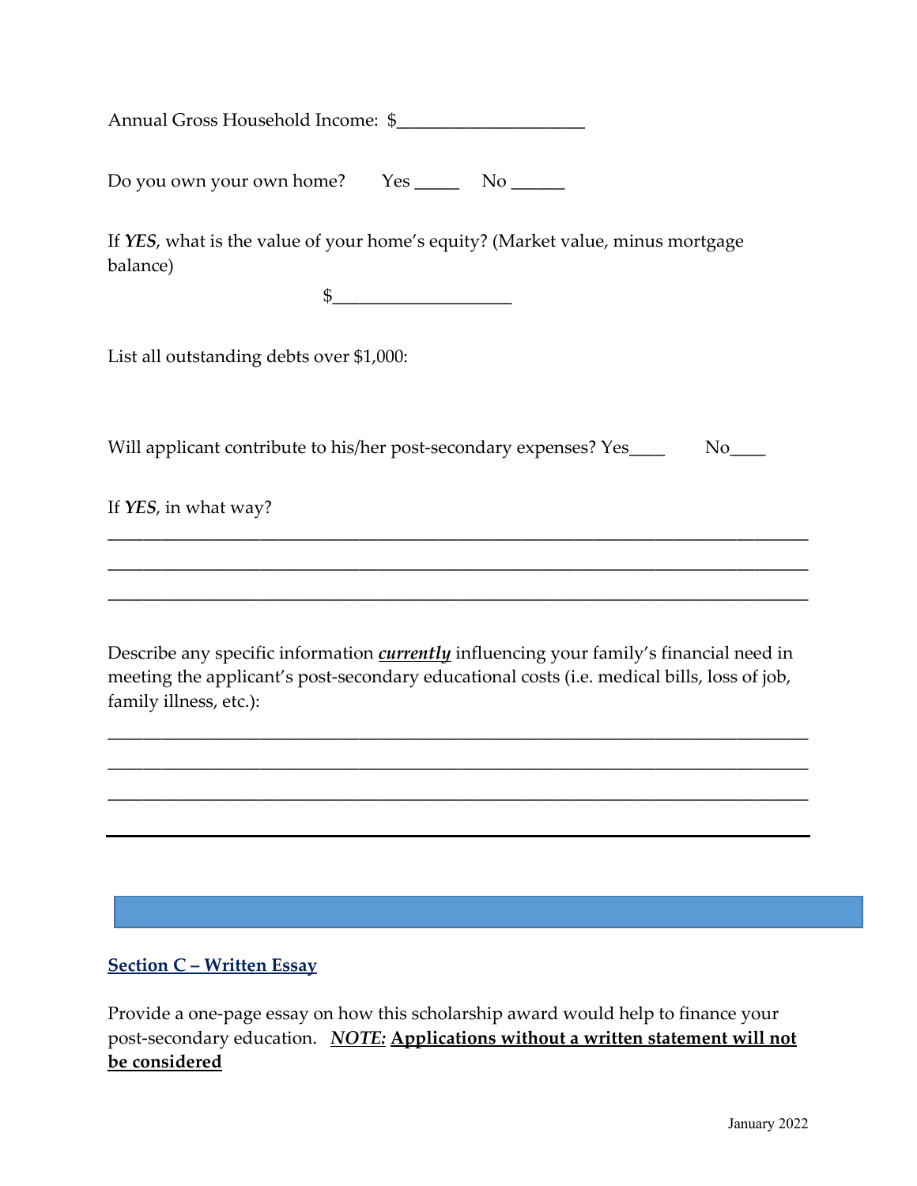Annual Gross Household Income: $____________________

Do you own your own home?    Yes _____    No ______

If ***YES***, what is the value of your home's equity? (Market value, minus mortgage balance)

$____________________

List all outstanding debts over $1,000:

Will applicant contribute to his/her post-secondary expenses? Yes____    No____

If ***YES***, in what way?

______________________________________________________________________________

______________________________________________________________________________

______________________________________________________________________________

Describe any specific information ***currently*** influencing your family's financial need in meeting the applicant's post-secondary educational costs (i.e. medical bills, loss of job, family illness, etc.):

______________________________________________________________________________

______________________________________________________________________________

______________________________________________________________________________

---

## Section C – Written Essay

Provide a one-page essay on how this scholarship award would help to finance your post-secondary education. ***NOTE:*** **Applications without a written statement will not be considered**

January 2022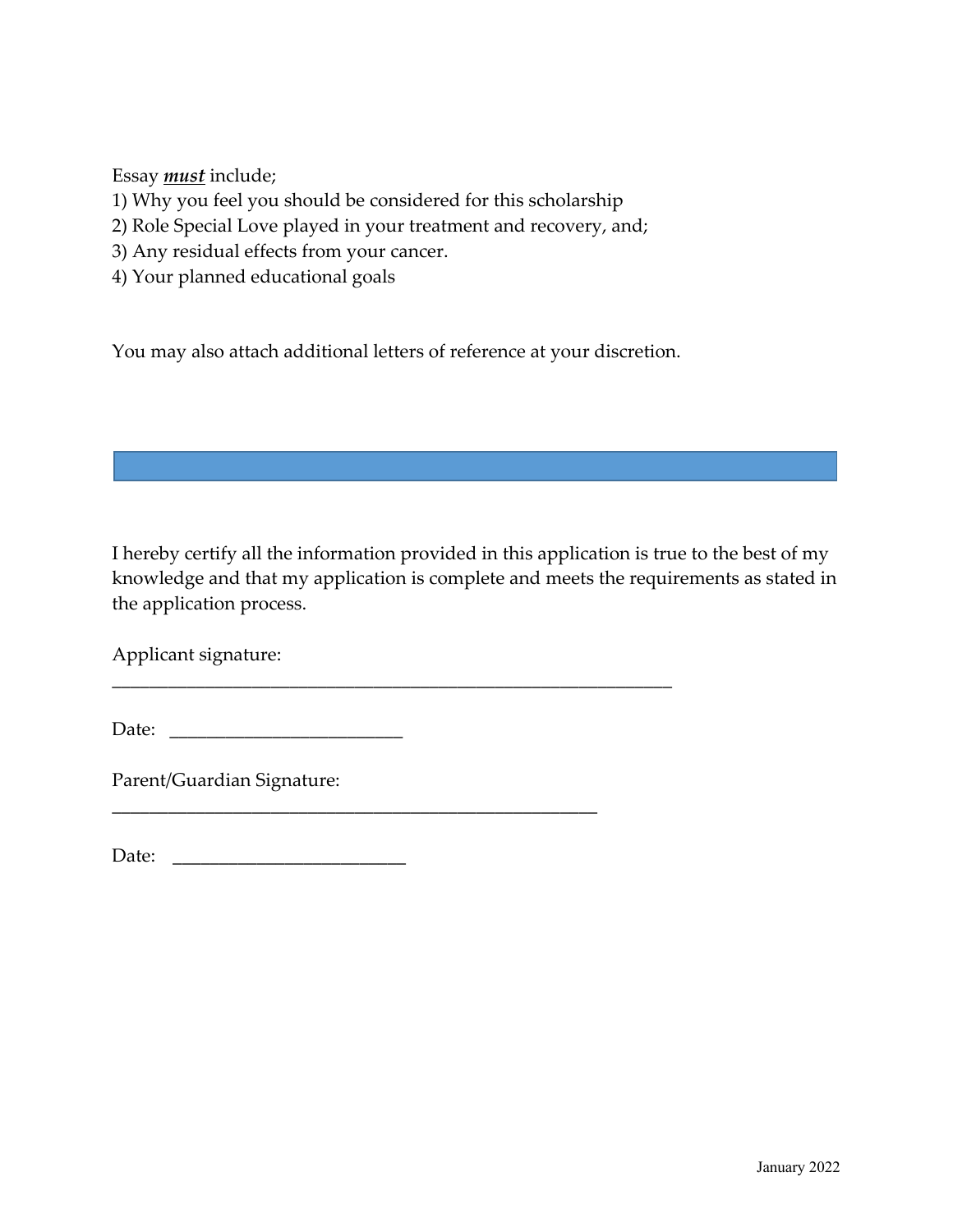Essay ***must*** include;

1) Why you feel you should be considered for this scholarship
2) Role Special Love played in your treatment and recovery, and;
3) Any residual effects from your cancer.
4) Your planned educational goals

You may also attach additional letters of reference at your discretion.

I hereby certify all the information provided in this application is true to the best of my knowledge and that my application is complete and meets the requirements as stated in the application process.

Applicant signature:
_____________________________________________________________

Date: _________________________

Parent/Guardian Signature:
_____________________________________________________

Date: _________________________

January 2022